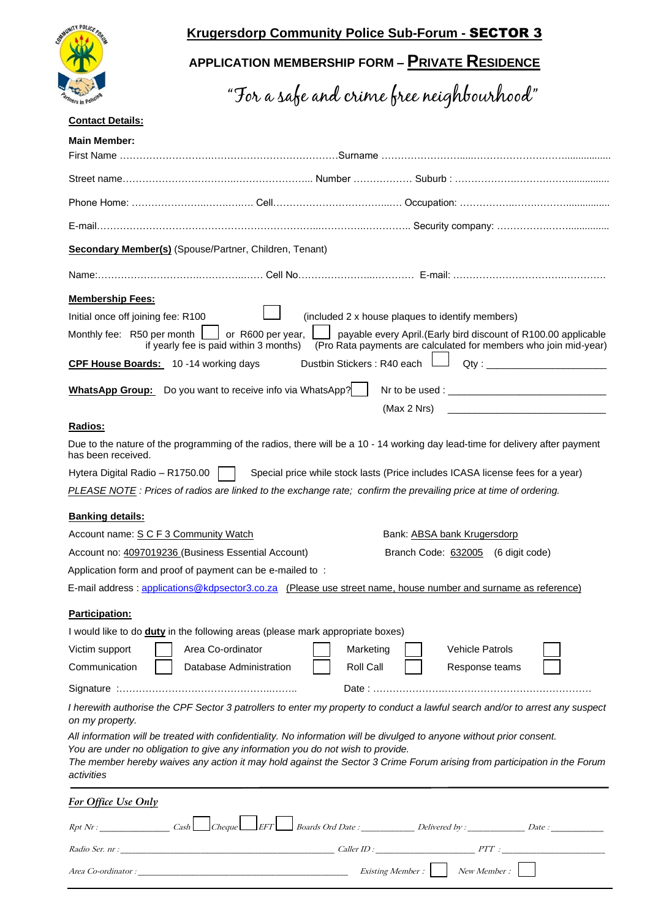# Krugersdorp Community Police Sub-Forum - SECTOR 3

## APPLICATION MEMBERSHIP FORM – PRIVATE RESIDENCE

*"For a safe and crime free neighbourhood"*

**Contact Details:**

**Main Member:**

First Name …………………………………………………………Surname ……………………………………………………

Street name………………………………………………….. Number ……………… Suburb : ……………………………………

Phone Home: ……………………………… Cell……………………………… Occupation: ……………………………………

E-mail……………………………………………………………………………………… Security company: ………………………

**Secondary Member(s)** (Spouse/Partner, Children, Tenant)

Name:………………………………………… Cell No……………………………… E-mail: ……………………………………

**Membership Fees:**

Initial once off joining fee: R100 ☐ (included 2 x house plaques to identify members)

Monthly fee: R50 per month ☐ or R600 per year, ☐ payable every April.(Early bird discount of R100.00 applicable if yearly fee is paid within 3 months) (Pro Rata payments are calculated for members who join mid-year)

**CPF House Boards:** 10 -14 working days Dustbin Stickers : R40 each ☐ Qty : ____________________

**WhatsApp Group:** Do you want to receive info via WhatsApp? ☐ Nr to be used : ____________________

(Max 2 Nrs) ____________________

**Radios:**

Due to the nature of the programming of the radios, there will be a 10 - 14 working day lead-time for delivery after payment has been received.

Hytera Digital Radio – R1750.00 ☐ Special price while stock lasts (Price includes ICASA license fees for a year)

*PLEASE NOTE : Prices of radios are linked to the exchange rate; confirm the prevailing price at time of ordering.*

**Banking details:**

Account name: S C F 3 Community Watch

Bank: ABSA bank Krugersdorp

Account no: 4097019236 (Business Essential Account)

Branch Code: 632005 (6 digit code)

Application form and proof of payment can be e-mailed to :

E-mail address : applications@kdpsector3.co.za (Please use street name, house number and surname as reference)

**Participation:**

I would like to do **duty** in the following areas (please mark appropriate boxes)

| | | | |
|---|---|---|---|
| Victim support ☐ | Area Co-ordinator ☐ | Marketing ☐ | Vehicle Patrols ☐ |
| Communication ☐ | Database Administration ☐ | Roll Call ☐ | Response teams ☐ |

Signature :……………………………………………… Date : ……………………………………………………

*I herewith authorise the CPF Sector 3 patrollers to enter my property to conduct a lawful search and/or to arrest any suspect on my property.*

*All information will be treated with confidentiality. No information will be divulged to anyone without prior consent. You are under no obligation to give any information you do not wish to provide. The member hereby waives any action it may hold against the Sector 3 Crime Forum arising from participation in the Forum activities*

---

***For Office Use Only***

*Rpt Nr : ____________ Cash ☐ Cheque ☐ EFT ☐ Boards Ord Date : __________ Delivered by : __________ Date : __________*

*Radio Ser. nr : ______________________________ Caller ID : ____________________ PTT : ____________________*

*Area Co-ordinator : ______________________________ Existing Member : ☐ New Member : ☐*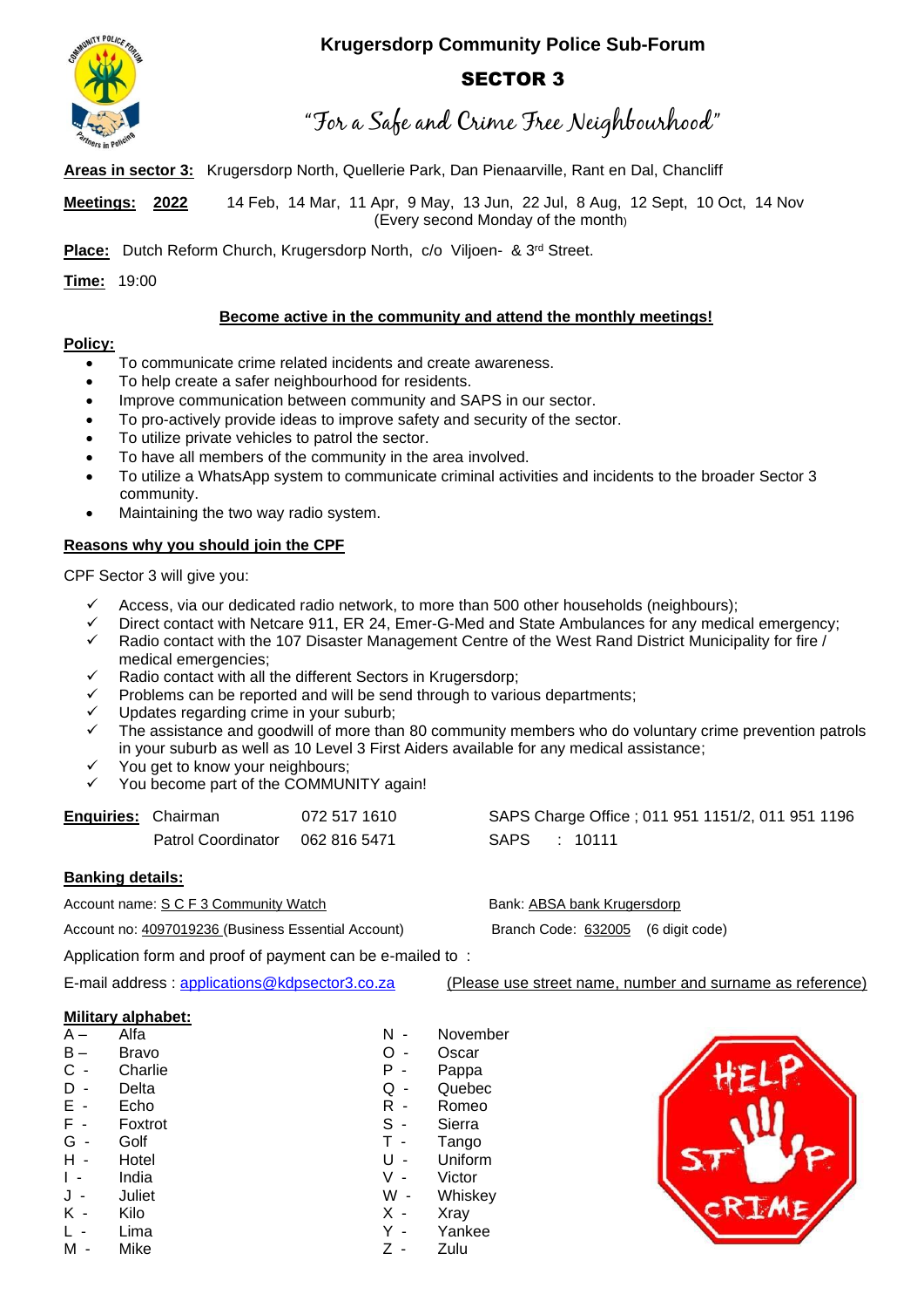# Krugersdorp Community Police Sub-Forum

## SECTOR 3

*"For a Safe and Crime Free Neighbourhood"*

**Areas in sector 3:** Krugersdorp North, Quellerie Park, Dan Pienaarville, Rant en Dal, Chancliff

**Meetings: 2022** 14 Feb, 14 Mar, 11 Apr, 9 May, 13 Jun, 22 Jul, 8 Aug, 12 Sept, 10 Oct, 14 Nov (Every second Monday of the month)

**Place:** Dutch Reform Church, Krugersdorp North, c/o Viljoen- & 3rd Street.

**Time:** 19:00

**Become active in the community and attend the monthly meetings!**

**Policy:**

- To communicate crime related incidents and create awareness.
- To help create a safer neighbourhood for residents.
- Improve communication between community and SAPS in our sector.
- To pro-actively provide ideas to improve safety and security of the sector.
- To utilize private vehicles to patrol the sector.
- To have all members of the community in the area involved.
- To utilize a WhatsApp system to communicate criminal activities and incidents to the broader Sector 3 community.
- Maintaining the two way radio system.

**Reasons why you should join the CPF**

CPF Sector 3 will give you:

- ✓ Access, via our dedicated radio network, to more than 500 other households (neighbours);
- ✓ Direct contact with Netcare 911, ER 24, Emer-G-Med and State Ambulances for any medical emergency;
- ✓ Radio contact with the 107 Disaster Management Centre of the West Rand District Municipality for fire / medical emergencies;
- ✓ Radio contact with all the different Sectors in Krugersdorp;
- ✓ Problems can be reported and will be send through to various departments;
- ✓ Updates regarding crime in your suburb;
- ✓ The assistance and goodwill of more than 80 community members who do voluntary crime prevention patrols in your suburb as well as 10 Level 3 First Aiders available for any medical assistance;
- ✓ You get to know your neighbours;
- ✓ You become part of the COMMUNITY again!

**Enquiries:** Chairman 072 517 1610 SAPS Charge Office ; 011 951 1151/2, 011 951 1196

Patrol Coordinator 062 816 5471 SAPS : 10111

**Banking details:**

Account name: S C F 3 Community Watch Bank: ABSA bank Krugersdorp

Account no: 4097019236 (Business Essential Account) Branch Code: 632005 (6 digit code)

Application form and proof of payment can be e-mailed to :

E-mail address : applications@kdpsector3.co.za (Please use street name, number and surname as reference)

**Military alphabet:**

| | | | |
|---|---|---|---|
| A – | Alfa | N - | November |
| B – | Bravo | O - | Oscar |
| C - | Charlie | P - | Pappa |
| D - | Delta | Q - | Quebec |
| E - | Echo | R - | Romeo |
| F - | Foxtrot | S - | Sierra |
| G - | Golf | T - | Tango |
| H - | Hotel | U - | Uniform |
| I - | India | V - | Victor |
| J - | Juliet | W - | Whiskey |
| K - | Kilo | X - | Xray |
| L - | Lima | Y - | Yankee |
| M - | Mike | Z - | Zulu |